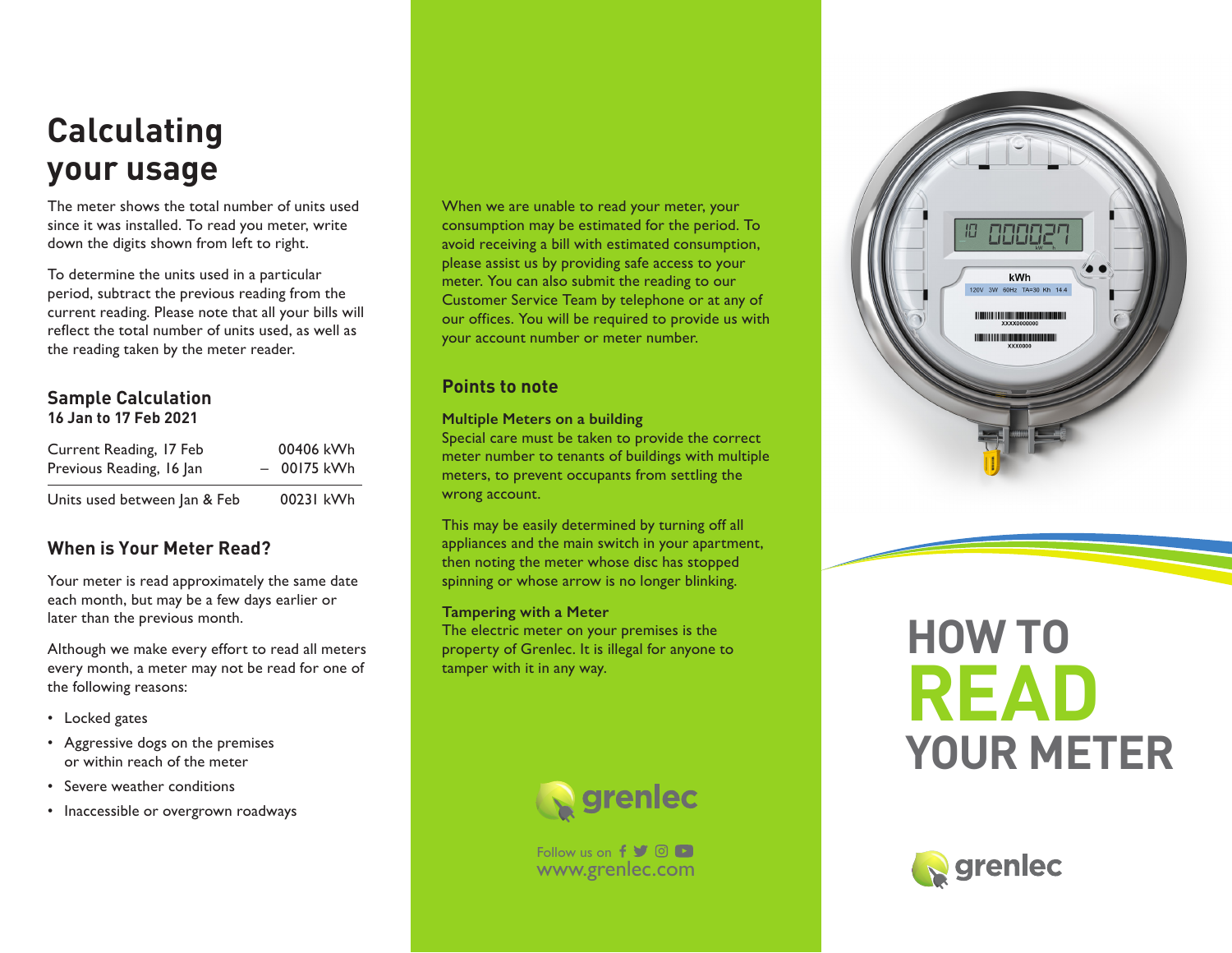# Calculating your usage

The meter shows the total number of units used since it was installed. To read you meter, write down the digits shown from left to right.

To determine the units used in a particular period, subtract the previous reading from the current reading. Please note that all your bills will reflect the total number of units used, as well as the reading taken by the meter reader.

### Sample Calculation
**16 Jan to 17 Feb 2021**

| | |
|---|---|
| Current Reading, 17 Feb | 00406 kWh |
| Previous Reading, 16 Jan | – 00175 kWh |
| Units used between Jan & Feb | 00231 kWh |

### When is Your Meter Read?

Your meter is read approximately the same date each month, but may be a few days earlier or later than the previous month.

Although we make every effort to read all meters every month, a meter may not be read for one of the following reasons:

- Locked gates
- Aggressive dogs on the premises or within reach of the meter
- Severe weather conditions
- Inaccessible or overgrown roadways

When we are unable to read your meter, your consumption may be estimated for the period. To avoid receiving a bill with estimated consumption, please assist us by providing safe access to your meter. You can also submit the reading to our Customer Service Team by telephone or at any of our offices. You will be required to provide us with your account number or meter number.

### Points to note

**Multiple Meters on a building**
Special care must be taken to provide the correct meter number to tenants of buildings with multiple meters, to prevent occupants from settling the wrong account.

This may be easily determined by turning off all appliances and the main switch in your apartment, then noting the meter whose disc has stopped spinning or whose arrow is no longer blinking.

**Tampering with a Meter**
The electric meter on your premises is the property of Grenlec. It is illegal for anyone to tamper with it in any way.

grenlec

Follow us on
www.grenlec.com

# HOW TO READ YOUR METER

grenlec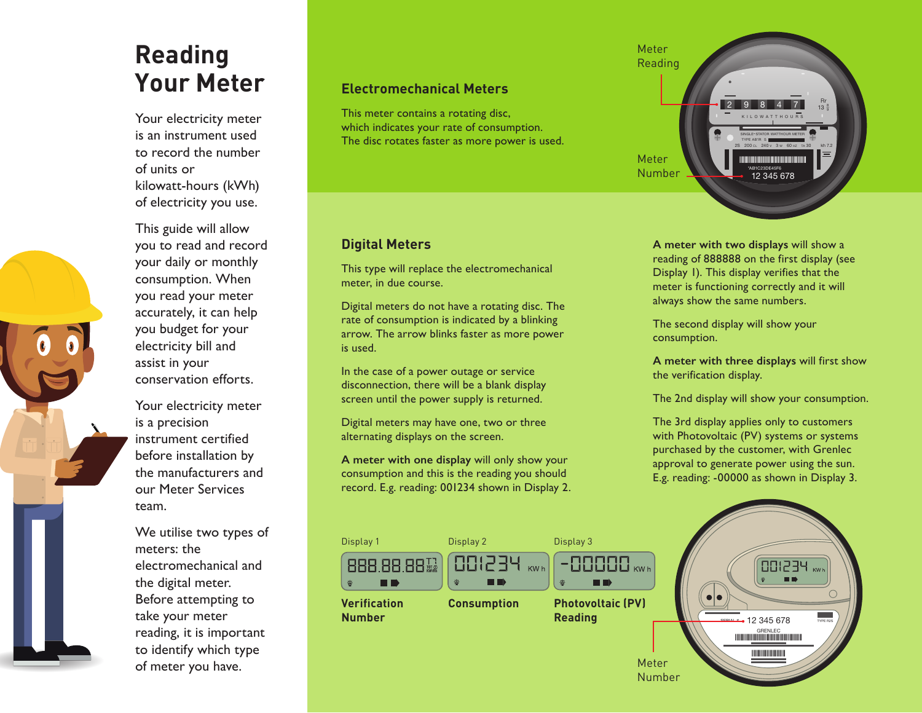# Reading Your Meter

Your electricity meter is an instrument used to record the number of units or kilowatt-hours (kWh) of electricity you use.

This guide will allow you to read and record your daily or monthly consumption. When you read your meter accurately, it can help you budget for your electricity bill and assist in your conservation efforts.

Your electricity meter is a precision instrument certified before installation by the manufacturers and our Meter Services team.

We utilise two types of meters: the electromechanical and the digital meter. Before attempting to take your meter reading, it is important to identify which type of meter you have.

## Electromechanical Meters

This meter contains a rotating disc, which indicates your rate of consumption. The disc rotates faster as more power is used.

Meter Reading

2 9 8 4 7

KILOWATTHOURS

Meter Number

12 345 678

## Digital Meters

This type will replace the electromechanical meter, in due course.

Digital meters do not have a rotating disc. The rate of consumption is indicated by a blinking arrow. The arrow blinks faster as more power is used.

In the case of a power outage or service disconnection, there will be a blank display screen until the power supply is returned.

Digital meters may have one, two or three alternating displays on the screen.

**A meter with one display** will only show your consumption and this is the reading you should record. E.g. reading: 001234 shown in Display 2.

**A meter with two displays** will show a reading of 888888 on the first display (see Display 1). This display verifies that the meter is functioning correctly and it will always show the same numbers.

The second display will show your consumption.

**A meter with three displays** will first show the verification display.

The 2nd display will show your consumption.

The 3rd display applies only to customers with Photovoltaic (PV) systems or systems purchased by the customer, with Grenlec approval to generate power using the sun. E.g. reading: -00000 as shown in Display 3.

Display 1

888.88.88

**Verification Number**

Display 2

001234 KW h

**Consumption**

Display 3

-00000 KW h

**Photovoltaic (PV) Reading**

001234 KW h

SERIAL # 12 345 678

GRENLEC

Meter Number